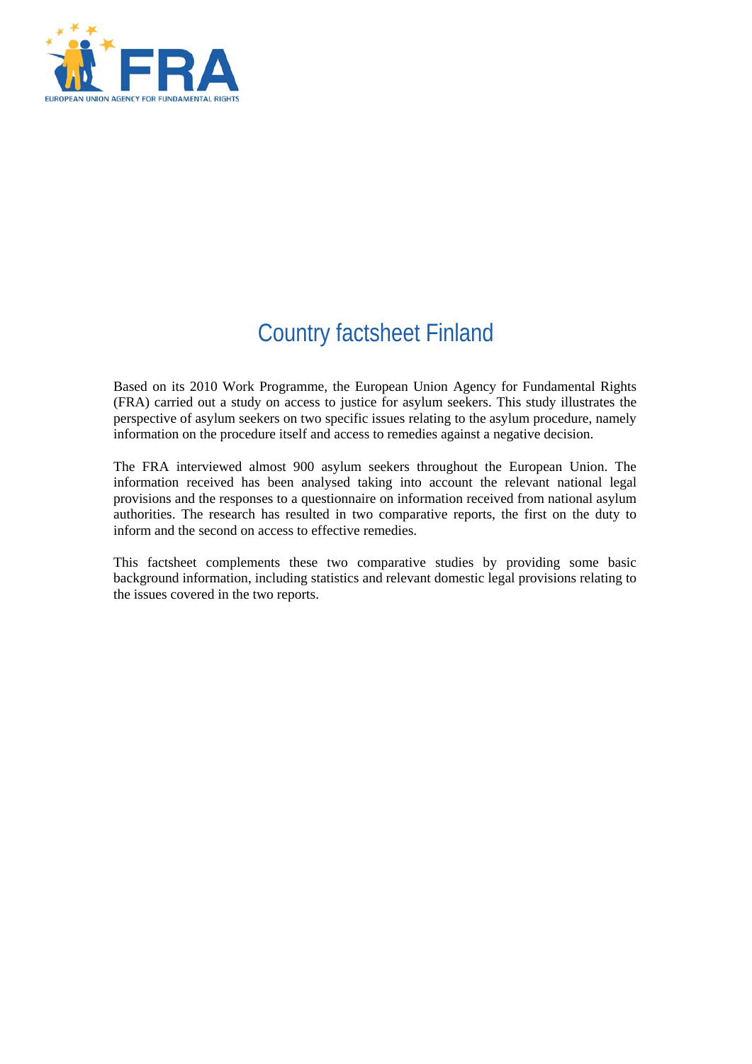FRA

EUROPEAN UNION AGENCY FOR FUNDAMENTAL RIGHTS

# Country factsheet Finland

Based on its 2010 Work Programme, the European Union Agency for Fundamental Rights (FRA) carried out a study on access to justice for asylum seekers. This study illustrates the perspective of asylum seekers on two specific issues relating to the asylum procedure, namely information on the procedure itself and access to remedies against a negative decision.

The FRA interviewed almost 900 asylum seekers throughout the European Union. The information received has been analysed taking into account the relevant national legal provisions and the responses to a questionnaire on information received from national asylum authorities. The research has resulted in two comparative reports, the first on the duty to inform and the second on access to effective remedies.

This factsheet complements these two comparative studies by providing some basic background information, including statistics and relevant domestic legal provisions relating to the issues covered in the two reports.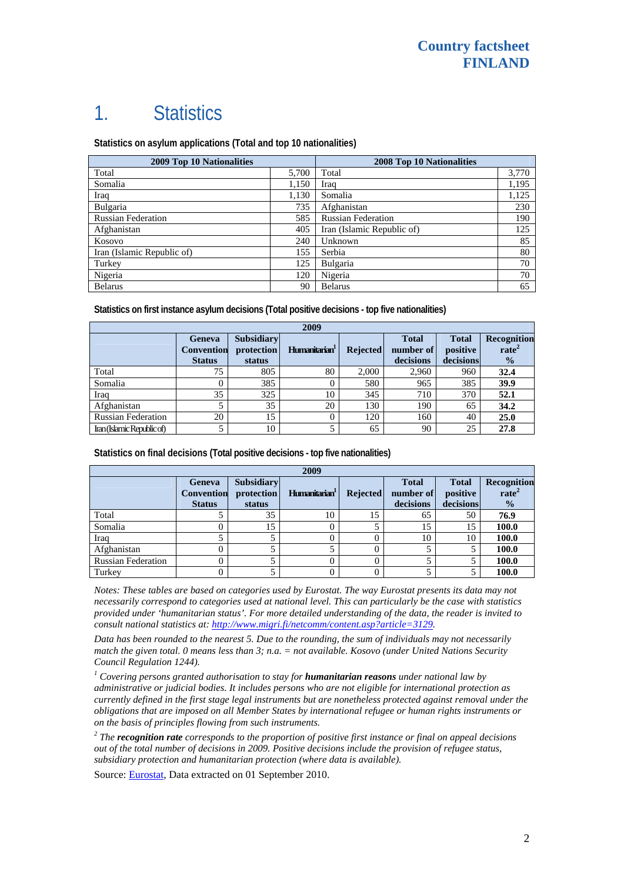# 1. Statistics

**Statistics on asylum applications (Total and top 10 nationalities)**

| 2009 Top 10 Nationalities | | 2008 Top 10 Nationalities | |
|---|---|---|---|
| Total | 5,700 | Total | 3,770 |
| Somalia | 1,150 | Iraq | 1,195 |
| Iraq | 1,130 | Somalia | 1,125 |
| Bulgaria | 735 | Afghanistan | 230 |
| Russian Federation | 585 | Russian Federation | 190 |
| Afghanistan | 405 | Iran (Islamic Republic of) | 125 |
| Kosovo | 240 | Unknown | 85 |
| Iran (Islamic Republic of) | 155 | Serbia | 80 |
| Turkey | 125 | Bulgaria | 70 |
| Nigeria | 120 | Nigeria | 70 |
| Belarus | 90 | Belarus | 65 |

**Statistics on first instance asylum decisions (Total positive decisions - top five nationalities)**

| 2009 | | | | | | | |
|---|---|---|---|---|---|---|---|
| | Geneva Convention Status | Subsidiary protection status | Humanitarian[1] | Rejected | Total number of decisions | Total positive decisions | Recognition rate[2] % |
| Total | 75 | 805 | 80 | 2,000 | 2,960 | 960 | **32.4** |
| Somalia | 0 | 385 | 0 | 580 | 965 | 385 | **39.9** |
| Iraq | 35 | 325 | 10 | 345 | 710 | 370 | **52.1** |
| Afghanistan | 5 | 35 | 20 | 130 | 190 | 65 | **34.2** |
| Russian Federation | 20 | 15 | 0 | 120 | 160 | 40 | **25.0** |
| Iran (Islamic Republic of) | 5 | 10 | 5 | 65 | 90 | 25 | **27.8** |

**Statistics on final decisions (Total positive decisions - top five nationalities)**

| 2009 | | | | | | | |
|---|---|---|---|---|---|---|---|
| | Geneva Convention Status | Subsidiary protection status | Humanitarian[1] | Rejected | Total number of decisions | Total positive decisions | Recognition rate[2] % |
| Total | 5 | 35 | 10 | 15 | 65 | 50 | **76.9** |
| Somalia | 0 | 15 | 0 | 5 | 15 | 15 | **100.0** |
| Iraq | 5 | 5 | 0 | 0 | 10 | 10 | **100.0** |
| Afghanistan | 0 | 5 | 5 | 0 | 5 | 5 | **100.0** |
| Russian Federation | 0 | 5 | 0 | 0 | 5 | 5 | **100.0** |
| Turkey | 0 | 5 | 0 | 0 | 5 | 5 | **100.0** |

*Notes: These tables are based on categories used by Eurostat. The way Eurostat presents its data may not necessarily correspond to categories used at national level. This can particularly be the case with statistics provided under 'humanitarian status'. For more detailed understanding of the data, the reader is invited to consult national statistics at: http://www.migri.fi/netcomm/content.asp?article=3129.*

*Data has been rounded to the nearest 5. Due to the rounding, the sum of individuals may not necessarily match the given total. 0 means less than 3; n.a. = not available. Kosovo (under United Nations Security Council Regulation 1244).*

[1] *Covering persons granted authorisation to stay for **humanitarian reasons** under national law by administrative or judicial bodies. It includes persons who are not eligible for international protection as currently defined in the first stage legal instruments but are nonetheless protected against removal under the obligations that are imposed on all Member States by international refugee or human rights instruments or on the basis of principles flowing from such instruments.*

[2] *The **recognition rate** corresponds to the proportion of positive first instance or final on appeal decisions out of the total number of decisions in 2009. Positive decisions include the provision of refugee status, subsidiary protection and humanitarian protection (where data is available).*

Source: Eurostat, Data extracted on 01 September 2010.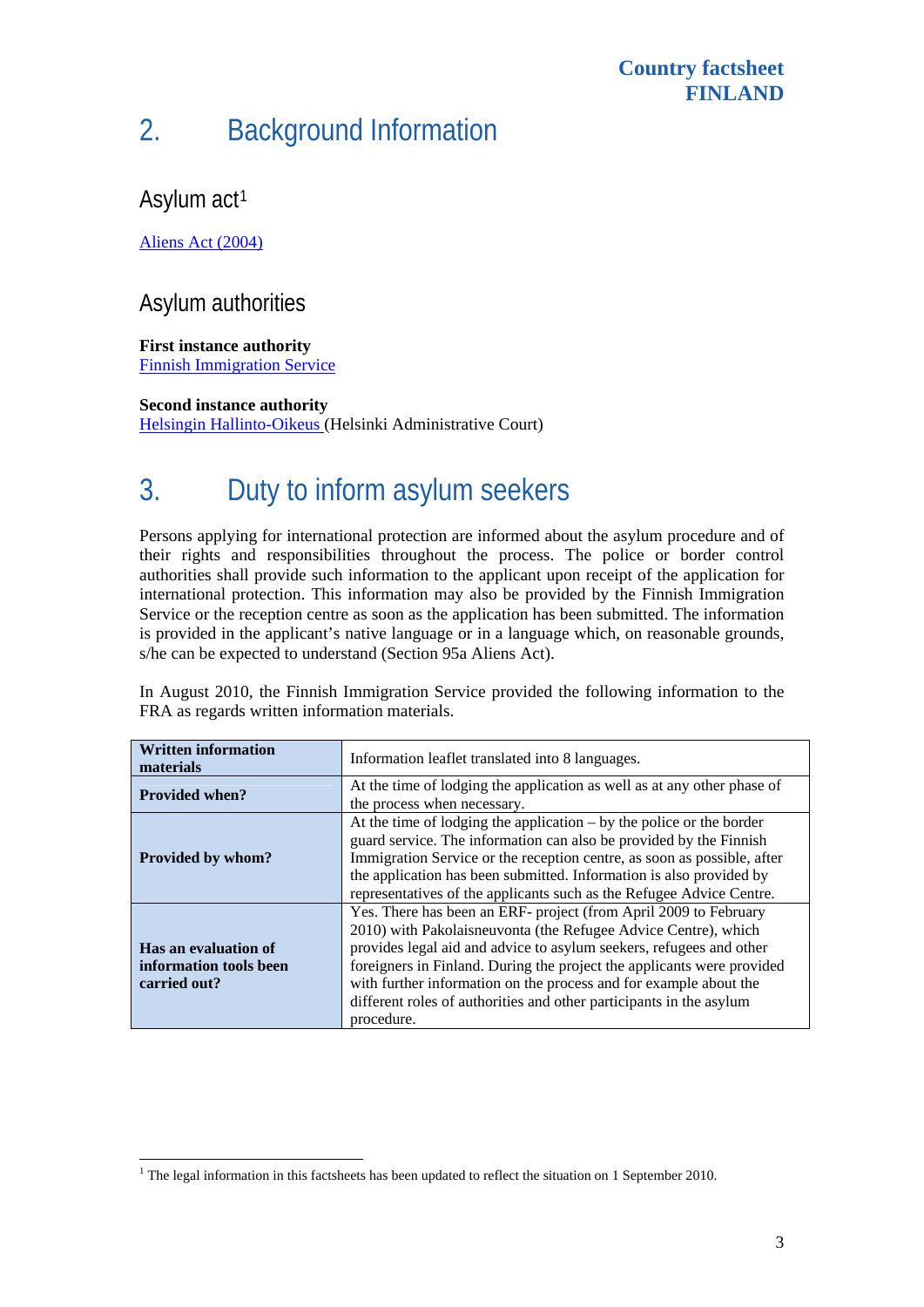## 2. Background Information

### Asylum act[1]

Aliens Act (2004)

### Asylum authorities

**First instance authority**
Finnish Immigration Service

**Second instance authority**
Helsingin Hallinto-Oikeus (Helsinki Administrative Court)

## 3. Duty to inform asylum seekers

Persons applying for international protection are informed about the asylum procedure and of their rights and responsibilities throughout the process. The police or border control authorities shall provide such information to the applicant upon receipt of the application for international protection. This information may also be provided by the Finnish Immigration Service or the reception centre as soon as the application has been submitted. The information is provided in the applicant's native language or in a language which, on reasonable grounds, s/he can be expected to understand (Section 95a Aliens Act).

In August 2010, the Finnish Immigration Service provided the following information to the FRA as regards written information materials.

| | |
|---|---|
| **Written information materials** | Information leaflet translated into 8 languages. |
| **Provided when?** | At the time of lodging the application as well as at any other phase of the process when necessary. |
| **Provided by whom?** | At the time of lodging the application – by the police or the border guard service. The information can also be provided by the Finnish Immigration Service or the reception centre, as soon as possible, after the application has been submitted. Information is also provided by representatives of the applicants such as the Refugee Advice Centre. |
| **Has an evaluation of information tools been carried out?** | Yes. There has been an ERF- project (from April 2009 to February 2010) with Pakolaisneuvonta (the Refugee Advice Centre), which provides legal aid and advice to asylum seekers, refugees and other foreigners in Finland. During the project the applicants were provided with further information on the process and for example about the different roles of authorities and other participants in the asylum procedure. |

[1] The legal information in this factsheets has been updated to reflect the situation on 1 September 2010.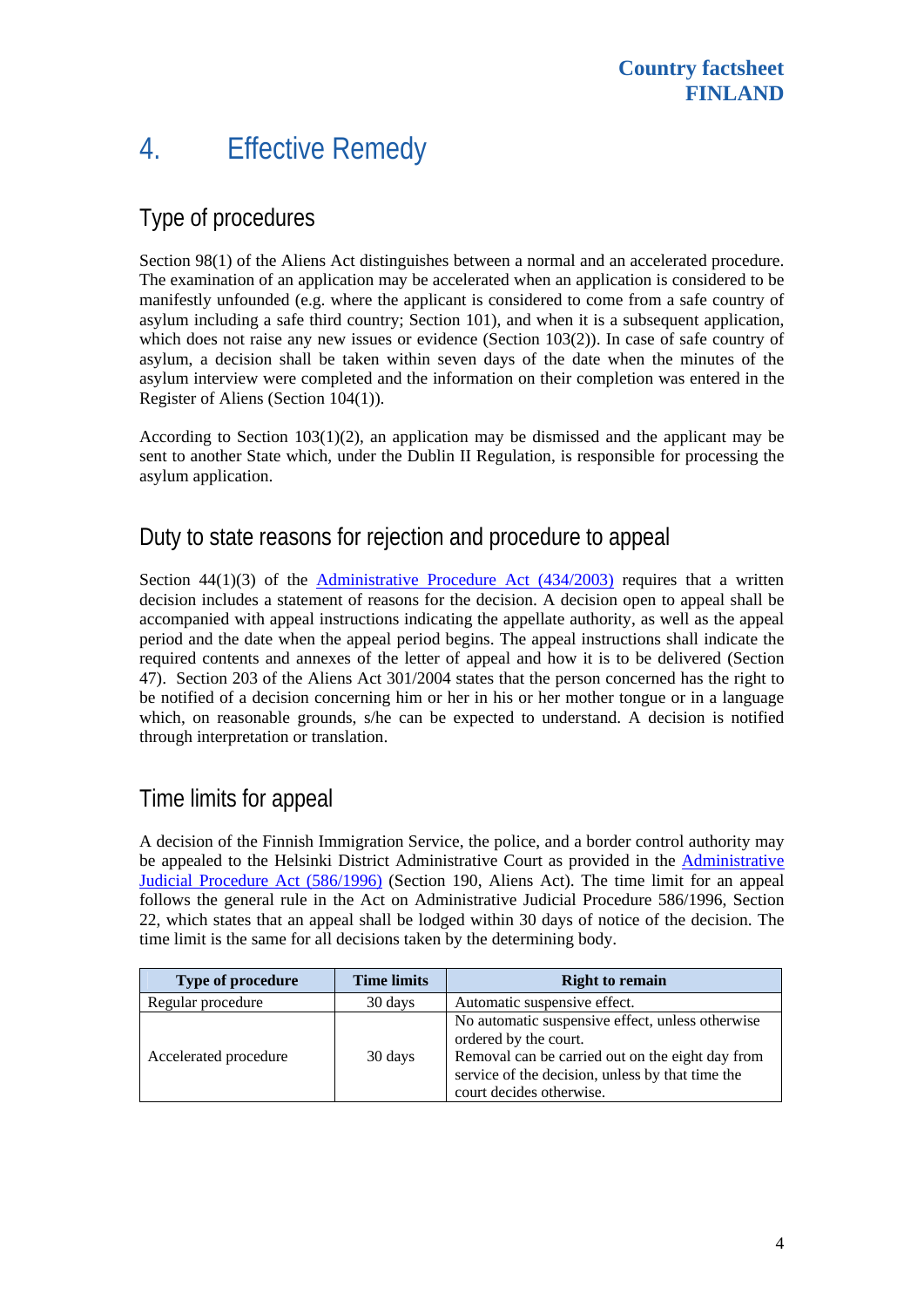# 4. Effective Remedy

## Type of procedures

Section 98(1) of the Aliens Act distinguishes between a normal and an accelerated procedure. The examination of an application may be accelerated when an application is considered to be manifestly unfounded (e.g. where the applicant is considered to come from a safe country of asylum including a safe third country; Section 101), and when it is a subsequent application, which does not raise any new issues or evidence (Section 103(2)). In case of safe country of asylum, a decision shall be taken within seven days of the date when the minutes of the asylum interview were completed and the information on their completion was entered in the Register of Aliens (Section 104(1)).

According to Section 103(1)(2), an application may be dismissed and the applicant may be sent to another State which, under the Dublin II Regulation, is responsible for processing the asylum application.

## Duty to state reasons for rejection and procedure to appeal

Section 44(1)(3) of the Administrative Procedure Act (434/2003) requires that a written decision includes a statement of reasons for the decision. A decision open to appeal shall be accompanied with appeal instructions indicating the appellate authority, as well as the appeal period and the date when the appeal period begins. The appeal instructions shall indicate the required contents and annexes of the letter of appeal and how it is to be delivered (Section 47). Section 203 of the Aliens Act 301/2004 states that the person concerned has the right to be notified of a decision concerning him or her in his or her mother tongue or in a language which, on reasonable grounds, s/he can be expected to understand. A decision is notified through interpretation or translation.

## Time limits for appeal

A decision of the Finnish Immigration Service, the police, and a border control authority may be appealed to the Helsinki District Administrative Court as provided in the Administrative Judicial Procedure Act (586/1996) (Section 190, Aliens Act). The time limit for an appeal follows the general rule in the Act on Administrative Judicial Procedure 586/1996, Section 22, which states that an appeal shall be lodged within 30 days of notice of the decision. The time limit is the same for all decisions taken by the determining body.

| Type of procedure | Time limits | Right to remain |
|---|---|---|
| Regular procedure | 30 days | Automatic suspensive effect. |
| Accelerated procedure | 30 days | No automatic suspensive effect, unless otherwise ordered by the court. Removal can be carried out on the eight day from service of the decision, unless by that time the court decides otherwise. |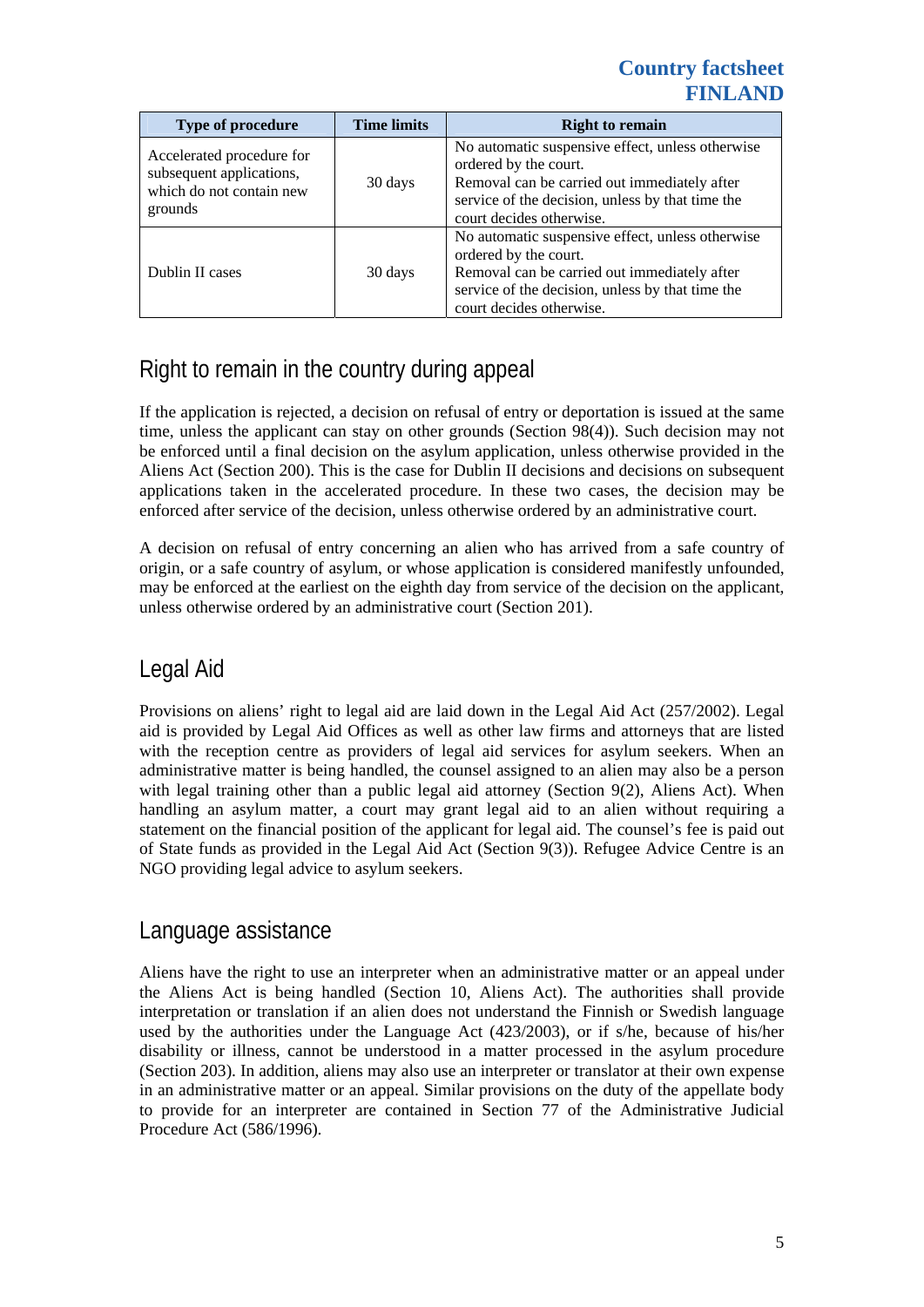| Type of procedure | Time limits | Right to remain |
|---|---|---|
| Accelerated procedure for subsequent applications, which do not contain new grounds | 30 days | No automatic suspensive effect, unless otherwise ordered by the court. Removal can be carried out immediately after service of the decision, unless by that time the court decides otherwise. |
| Dublin II cases | 30 days | No automatic suspensive effect, unless otherwise ordered by the court. Removal can be carried out immediately after service of the decision, unless by that time the court decides otherwise. |

## Right to remain in the country during appeal

If the application is rejected, a decision on refusal of entry or deportation is issued at the same time, unless the applicant can stay on other grounds (Section 98(4)). Such decision may not be enforced until a final decision on the asylum application, unless otherwise provided in the Aliens Act (Section 200). This is the case for Dublin II decisions and decisions on subsequent applications taken in the accelerated procedure. In these two cases, the decision may be enforced after service of the decision, unless otherwise ordered by an administrative court.

A decision on refusal of entry concerning an alien who has arrived from a safe country of origin, or a safe country of asylum, or whose application is considered manifestly unfounded, may be enforced at the earliest on the eighth day from service of the decision on the applicant, unless otherwise ordered by an administrative court (Section 201).

## Legal Aid

Provisions on aliens' right to legal aid are laid down in the Legal Aid Act (257/2002). Legal aid is provided by Legal Aid Offices as well as other law firms and attorneys that are listed with the reception centre as providers of legal aid services for asylum seekers. When an administrative matter is being handled, the counsel assigned to an alien may also be a person with legal training other than a public legal aid attorney (Section 9(2), Aliens Act). When handling an asylum matter, a court may grant legal aid to an alien without requiring a statement on the financial position of the applicant for legal aid. The counsel's fee is paid out of State funds as provided in the Legal Aid Act (Section 9(3)). Refugee Advice Centre is an NGO providing legal advice to asylum seekers.

## Language assistance

Aliens have the right to use an interpreter when an administrative matter or an appeal under the Aliens Act is being handled (Section 10, Aliens Act). The authorities shall provide interpretation or translation if an alien does not understand the Finnish or Swedish language used by the authorities under the Language Act (423/2003), or if s/he, because of his/her disability or illness, cannot be understood in a matter processed in the asylum procedure (Section 203). In addition, aliens may also use an interpreter or translator at their own expense in an administrative matter or an appeal. Similar provisions on the duty of the appellate body to provide for an interpreter are contained in Section 77 of the Administrative Judicial Procedure Act (586/1996).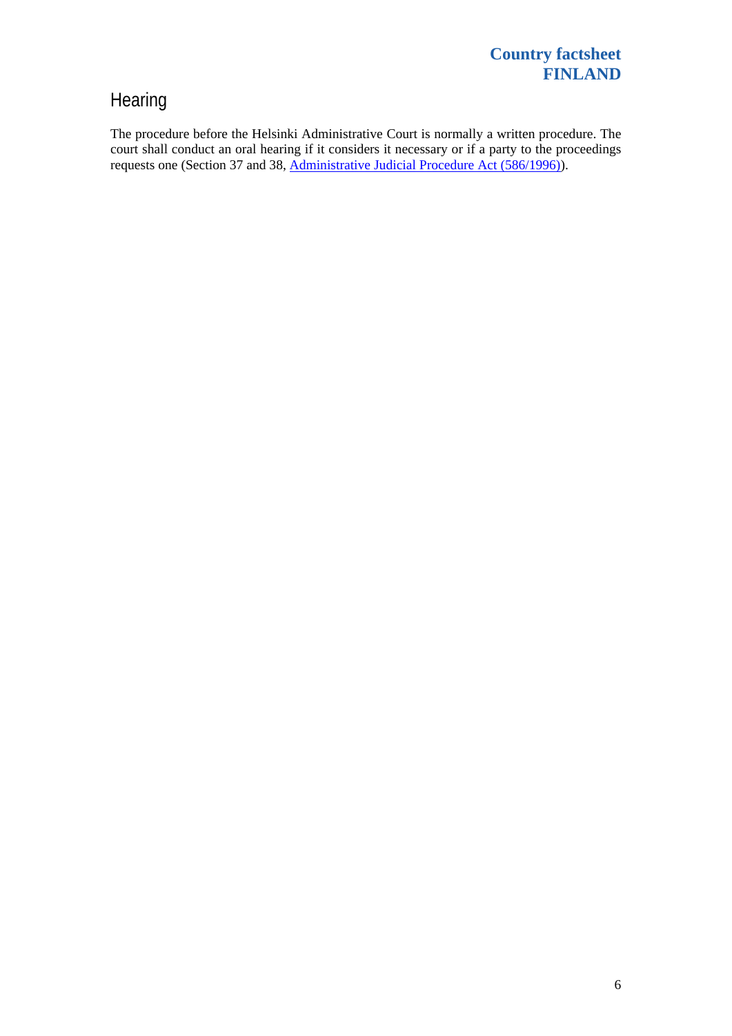## Hearing

The procedure before the Helsinki Administrative Court is normally a written procedure. The court shall conduct an oral hearing if it considers it necessary or if a party to the proceedings requests one (Section 37 and 38, Administrative Judicial Procedure Act (586/1996)).